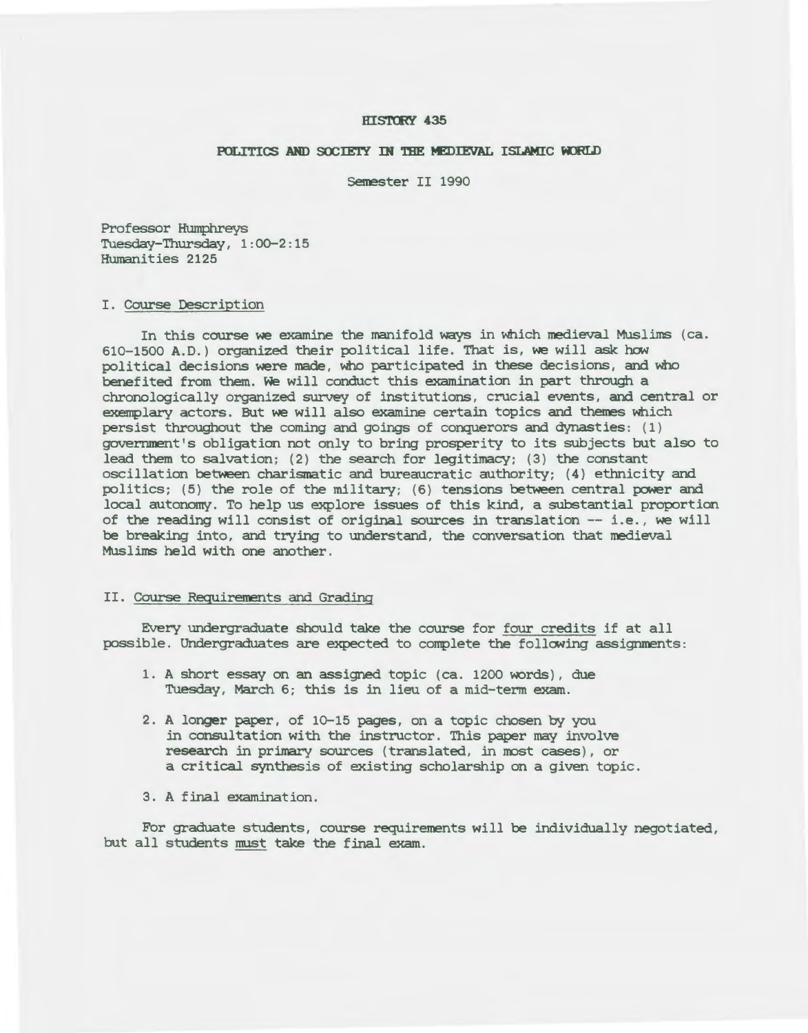# HISTORY 435

## POLITICS AND SOCIETY IN THE MEDIEVAL ISLAMIC WORLD

Semester II 1990

Professor Humphreys
Tuesday-Thursday, 1:00-2:15
Humanities 2125

### I. Course Description

In this course we examine the manifold ways in which medieval Muslims (ca. 610-1500 A.D.) organized their political life. That is, we will ask how political decisions were made, who participated in these decisions, and who benefited from them. We will conduct this examination in part through a chronologically organized survey of institutions, crucial events, and central or exemplary actors. But we will also examine certain topics and themes which persist throughout the coming and goings of conquerors and dynasties: (1) government's obligation not only to bring prosperity to its subjects but also to lead them to salvation; (2) the search for legitimacy; (3) the constant oscillation between charismatic and bureaucratic authority; (4) ethnicity and politics; (5) the role of the military; (6) tensions between central power and local autonomy. To help us explore issues of this kind, a substantial proportion of the reading will consist of original sources in translation -- i.e., we will be breaking into, and trying to understand, the conversation that medieval Muslims held with one another.

### II. Course Requirements and Grading

Every undergraduate should take the course for four credits if at all possible. Undergraduates are expected to complete the following assignments:

1. A short essay on an assigned topic (ca. 1200 words), due Tuesday, March 6; this is in lieu of a mid-term exam.

2. A longer paper, of 10-15 pages, on a topic chosen by you in consultation with the instructor. This paper may involve research in primary sources (translated, in most cases), or a critical synthesis of existing scholarship on a given topic.

3. A final examination.

For graduate students, course requirements will be individually negotiated, but all students must take the final exam.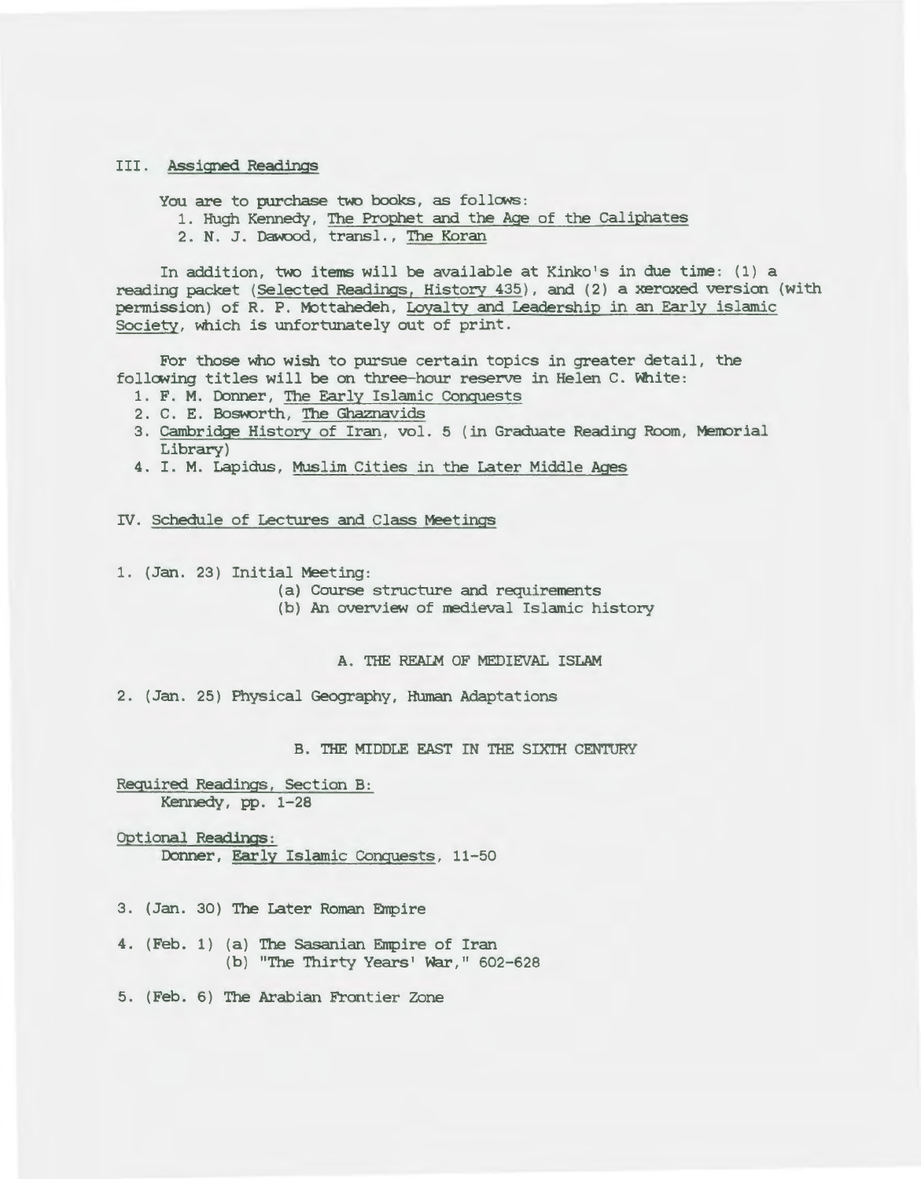## III. Assigned Readings

You are to purchase two books, as follows:

1. Hugh Kennedy, The Prophet and the Age of the Caliphates
2. N. J. Dawood, transl., The Koran

In addition, two items will be available at Kinko's in due time: (1) a reading packet (Selected Readings, History 435), and (2) a xeroxed version (with permission) of R. P. Mottahedeh, Loyalty and Leadership in an Early islamic Society, which is unfortunately out of print.

For those who wish to pursue certain topics in greater detail, the following titles will be on three-hour reserve in Helen C. White:

1. F. M. Donner, The Early Islamic Conquests
2. C. E. Bosworth, The Ghaznavids
3. Cambridge History of Iran, vol. 5 (in Graduate Reading Room, Memorial Library)
4. I. M. Lapidus, Muslim Cities in the Later Middle Ages

## IV. Schedule of Lectures and Class Meetings

1. (Jan. 23) Initial Meeting:
   - (a) Course structure and requirements
   - (b) An overview of medieval Islamic history

### A. THE REALM OF MEDIEVAL ISLAM

2. (Jan. 25) Physical Geography, Human Adaptations

### B. THE MIDDLE EAST IN THE SIXTH CENTURY

Required Readings, Section B:
Kennedy, pp. 1-28

Optional Readings:
Donner, Early Islamic Conquests, 11-50

3. (Jan. 30) The Later Roman Empire

4. (Feb. 1) (a) The Sasanian Empire of Iran
   (b) "The Thirty Years' War," 602-628

5. (Feb. 6) The Arabian Frontier Zone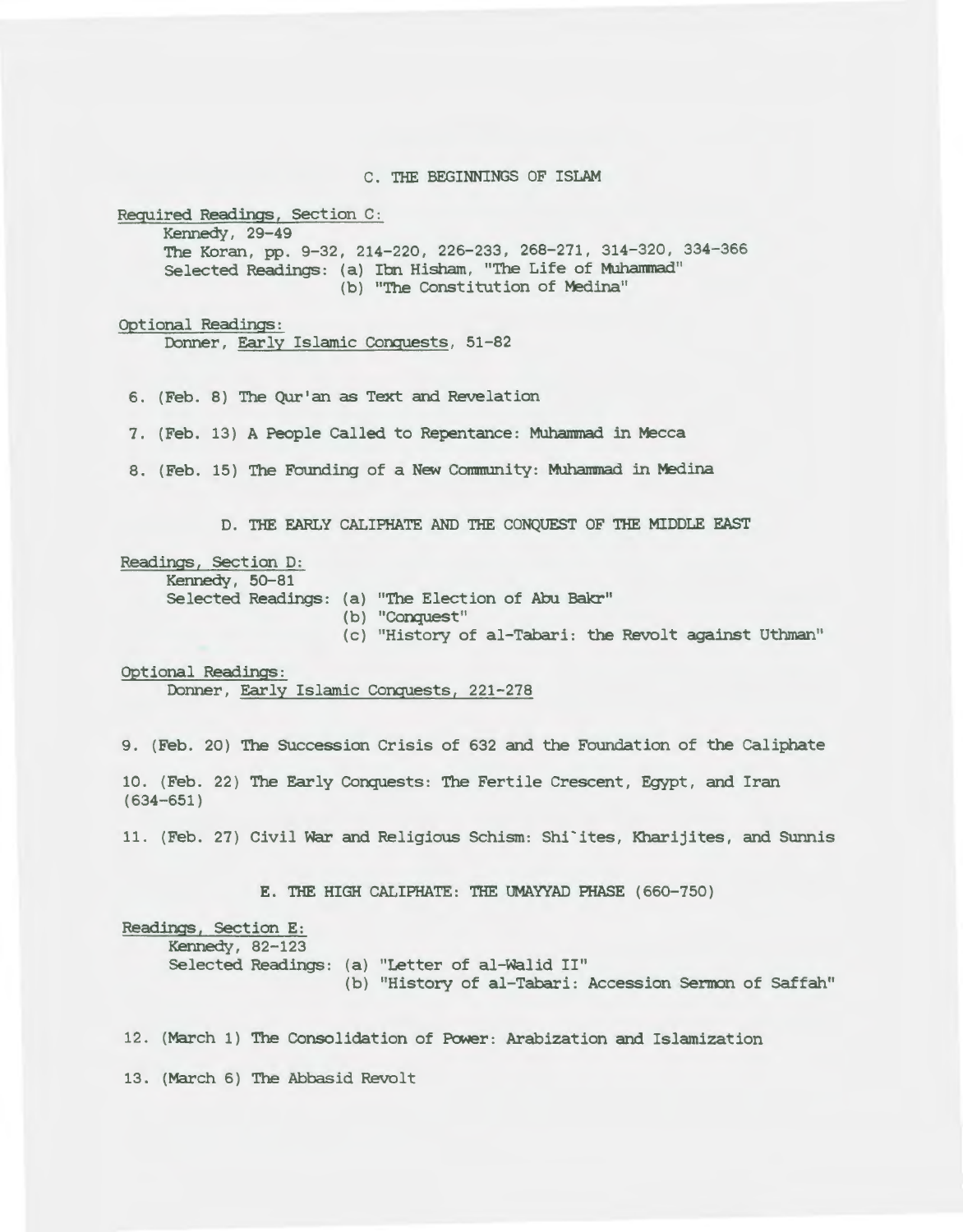## C. THE BEGINNINGS OF ISLAM

Required Readings, Section C:

Kennedy, 29-49

The Koran, pp. 9-32, 214-220, 226-233, 268-271, 314-320, 334-366

Selected Readings: (a) Ibn Hisham, "The Life of Muhammad"
(b) "The Constitution of Medina"

Optional Readings:

Donner, Early Islamic Conquests, 51-82

6. (Feb. 8) The Qur'an as Text and Revelation

7. (Feb. 13) A People Called to Repentance: Muhammad in Mecca

8. (Feb. 15) The Founding of a New Community: Muhammad in Medina

## D. THE EARLY CALIPHATE AND THE CONQUEST OF THE MIDDLE EAST

Readings, Section D:

Kennedy, 50-81

Selected Readings: (a) "The Election of Abu Bakr"
(b) "Conquest"
(c) "History of al-Tabari: the Revolt against Uthman"

Optional Readings:

Donner, Early Islamic Conquests, 221-278

9. (Feb. 20) The Succession Crisis of 632 and the Foundation of the Caliphate

10. (Feb. 22) The Early Conquests: The Fertile Crescent, Egypt, and Iran (634-651)

11. (Feb. 27) Civil War and Religious Schism: Shi`ites, Kharijites, and Sunnis

## E. THE HIGH CALIPHATE: THE UMAYYAD PHASE (660-750)

Readings, Section E:

Kennedy, 82-123

Selected Readings: (a) "Letter of al-Walid II"
(b) "History of al-Tabari: Accession Sermon of Saffah"

12. (March 1) The Consolidation of Power: Arabization and Islamization

13. (March 6) The Abbasid Revolt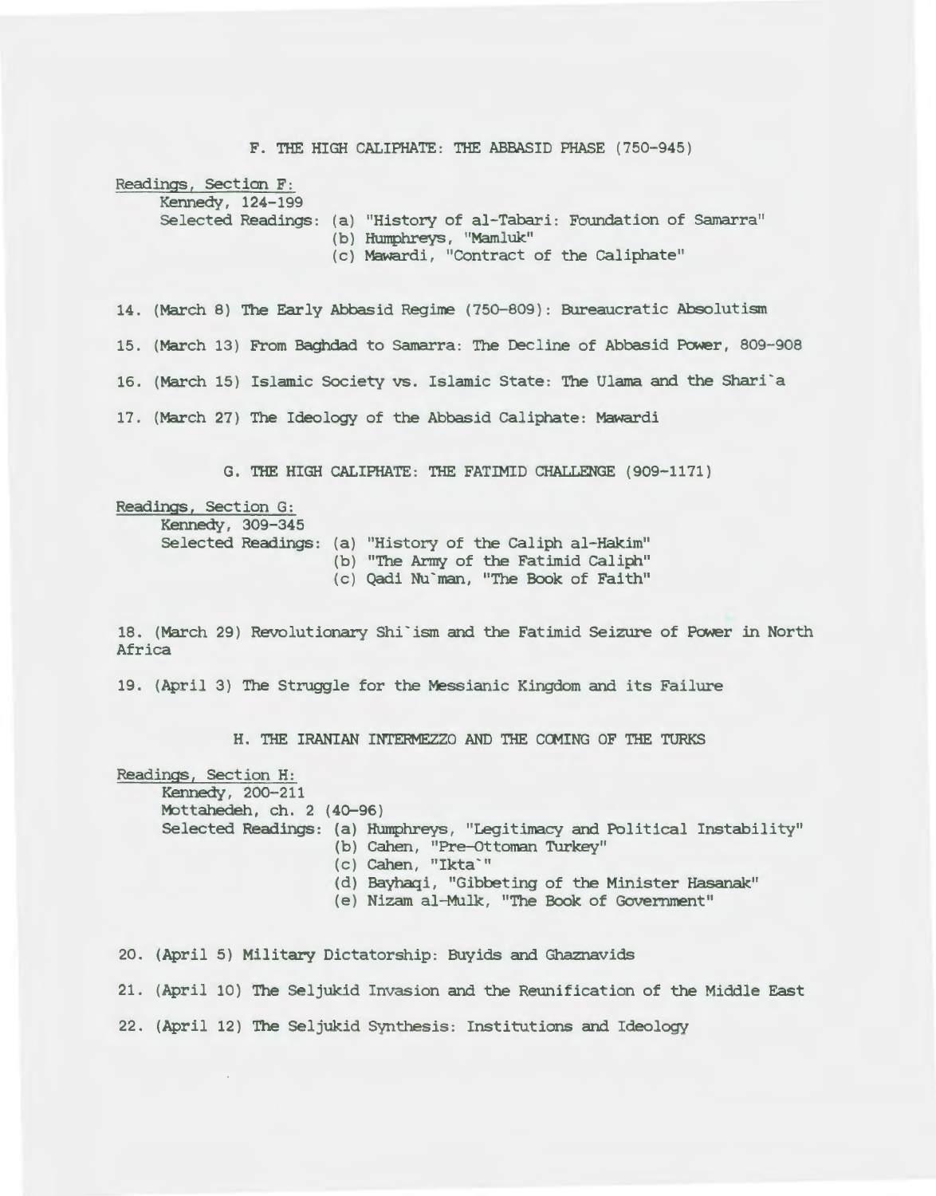## F. THE HIGH CALIPHATE: THE ABBASID PHASE (750-945)

Readings, Section F:

Kennedy, 124-199

Selected Readings: (a) "History of al-Tabari: Foundation of Samarra"
(b) Humphreys, "Mamluk"
(c) Mawardi, "Contract of the Caliphate"

14. (March 8) The Early Abbasid Regime (750-809): Bureaucratic Absolutism

15. (March 13) From Baghdad to Samarra: The Decline of Abbasid Power, 809-908

16. (March 15) Islamic Society vs. Islamic State: The Ulama and the Shari`a

17. (March 27) The Ideology of the Abbasid Caliphate: Mawardi

## G. THE HIGH CALIPHATE: THE FATIMID CHALLENGE (909-1171)

Readings, Section G:

Kennedy, 309-345

Selected Readings: (a) "History of the Caliph al-Hakim"
(b) "The Army of the Fatimid Caliph"
(c) Qadi Nu`man, "The Book of Faith"

18. (March 29) Revolutionary Shi`ism and the Fatimid Seizure of Power in North Africa

19. (April 3) The Struggle for the Messianic Kingdom and its Failure

## H. THE IRANIAN INTERMEZZO AND THE COMING OF THE TURKS

Readings, Section H:

Kennedy, 200-211

Mottahedeh, ch. 2 (40-96)

Selected Readings: (a) Humphreys, "Legitimacy and Political Instability"
(b) Cahen, "Pre-Ottoman Turkey"
(c) Cahen, "Ikta`"
(d) Bayhaqi, "Gibbeting of the Minister Hasanak"
(e) Nizam al-Mulk, "The Book of Government"

20. (April 5) Military Dictatorship: Buyids and Ghaznavids

21. (April 10) The Seljukid Invasion and the Reunification of the Middle East

22. (April 12) The Seljukid Synthesis: Institutions and Ideology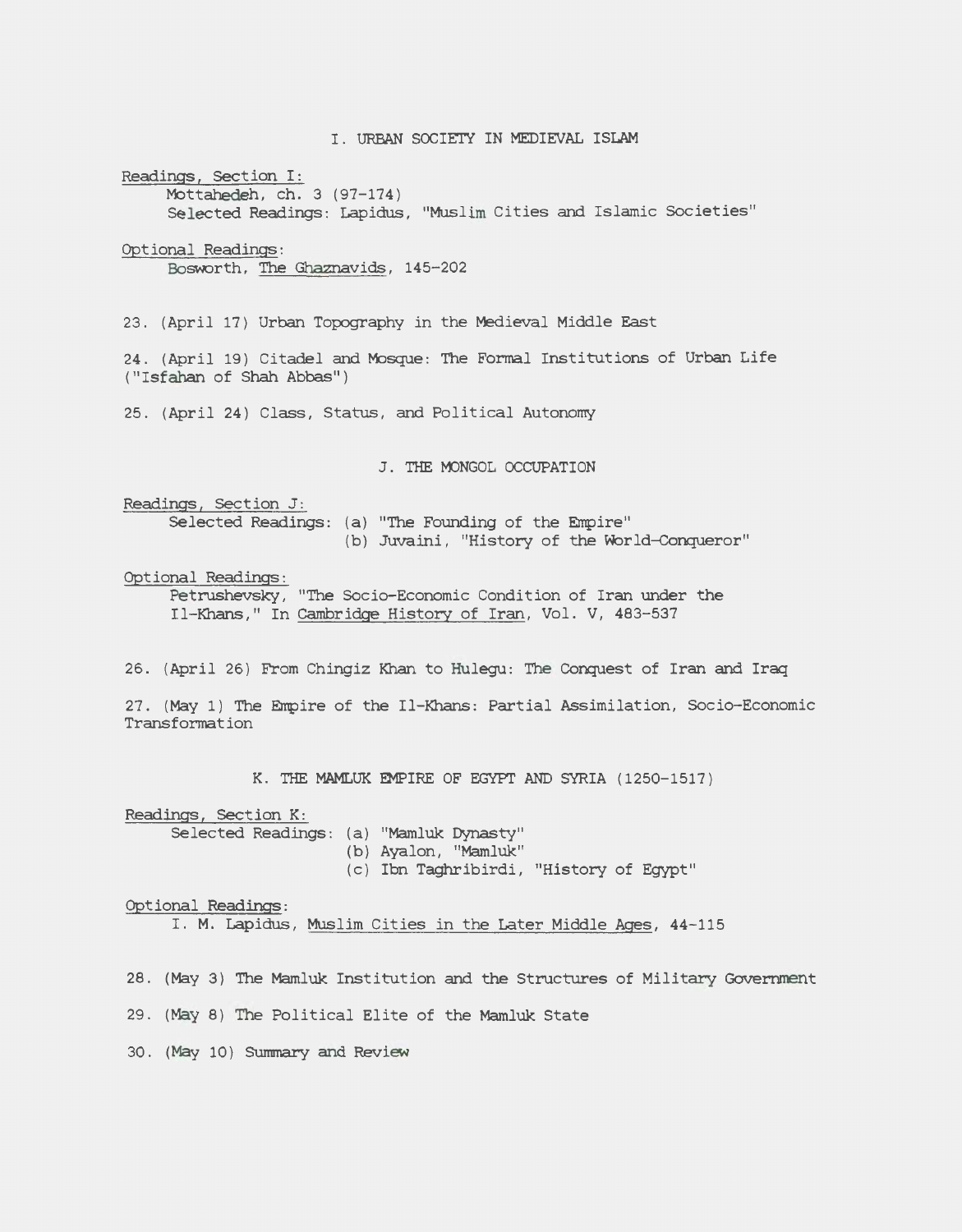## I. URBAN SOCIETY IN MEDIEVAL ISLAM

Readings, Section I:

Mottahedeh, ch. 3 (97-174)

Selected Readings: Lapidus, "Muslim Cities and Islamic Societies"

Optional Readings:

Bosworth, The Ghaznavids, 145-202

23. (April 17) Urban Topography in the Medieval Middle East

24. (April 19) Citadel and Mosque: The Formal Institutions of Urban Life ("Isfahan of Shah Abbas")

25. (April 24) Class, Status, and Political Autonomy

## J. THE MONGOL OCCUPATION

Readings, Section J:

Selected Readings: (a) "The Founding of the Empire"
(b) Juvaini, "History of the World-Conqueror"

Optional Readings:

Petrushevsky, "The Socio-Economic Condition of Iran under the Il-Khans," In Cambridge History of Iran, Vol. V, 483-537

26. (April 26) From Chingiz Khan to Hulegu: The Conquest of Iran and Iraq

27. (May 1) The Empire of the Il-Khans: Partial Assimilation, Socio-Economic Transformation

## K. THE MAMLUK EMPIRE OF EGYPT AND SYRIA (1250-1517)

Readings, Section K:

Selected Readings: (a) "Mamluk Dynasty"
(b) Ayalon, "Mamluk"
(c) Ibn Taghribirdi, "History of Egypt"

Optional Readings:

I. M. Lapidus, Muslim Cities in the Later Middle Ages, 44-115

28. (May 3) The Mamluk Institution and the Structures of Military Government

29. (May 8) The Political Elite of the Mamluk State

30. (May 10) Summary and Review